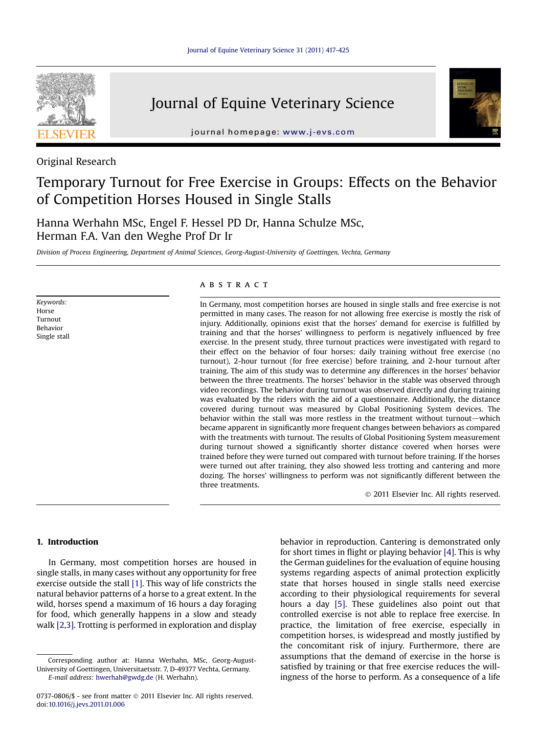Original Research

# Temporary Turnout for Free Exercise in Groups: Effects on the Behavior of Competition Horses Housed in Single Stalls

Hanna Werhahn MSc, Engel F. Hessel PD Dr, Hanna Schulze MSc, Herman F.A. Van den Weghe Prof Dr Ir

*Division of Process Engineering, Department of Animal Sciences, Georg-August-University of Goettingen, Vechta, Germany*

*Keywords:*
Horse
Turnout
Behavior
Single stall

## ABSTRACT

In Germany, most competition horses are housed in single stalls and free exercise is not permitted in many cases. The reason for not allowing free exercise is mostly the risk of injury. Additionally, opinions exist that the horses' demand for exercise is fulfilled by training and that the horses' willingness to perform is negatively influenced by free exercise. In the present study, three turnout practices were investigated with regard to their effect on the behavior of four horses: daily training without free exercise (no turnout), 2-hour turnout (for free exercise) before training, and 2-hour turnout after training. The aim of this study was to determine any differences in the horses' behavior between the three treatments. The horses' behavior in the stable was observed through video recordings. The behavior during turnout was observed directly and during training was evaluated by the riders with the aid of a questionnaire. Additionally, the distance covered during turnout was measured by Global Positioning System devices. The behavior within the stall was more restless in the treatment without turnout—which became apparent in significantly more frequent changes between behaviors as compared with the treatments with turnout. The results of Global Positioning System measurement during turnout showed a significantly shorter distance covered when horses were trained before they were turned out compared with turnout before training. If the horses were turned out after training, they also showed less trotting and cantering and more dozing. The horses' willingness to perform was not significantly different between the three treatments.

© 2011 Elsevier Inc. All rights reserved.

## 1. Introduction

In Germany, most competition horses are housed in single stalls, in many cases without any opportunity for free exercise outside the stall [1]. This way of life constricts the natural behavior patterns of a horse to a great extent. In the wild, horses spend a maximum of 16 hours a day foraging for food, which generally happens in a slow and steady walk [2,3]. Trotting is performed in exploration and display behavior in reproduction. Cantering is demonstrated only for short times in flight or playing behavior [4]. This is why the German guidelines for the evaluation of equine housing systems regarding aspects of animal protection explicitly state that horses housed in single stalls need exercise according to their physiological requirements for several hours a day [5]. These guidelines also point out that controlled exercise is not able to replace free exercise. In practice, the limitation of free exercise, especially in competition horses, is widespread and mostly justified by the concomitant risk of injury. Furthermore, there are assumptions that the demand of exercise in the horse is satisfied by training or that free exercise reduces the willingness of the horse to perform. As a consequence of a life

Corresponding author at: Hanna Werhahn, MSc, Georg-August-University of Goettingen, Universitaetsstr. 7, D-49377 Vechta, Germany.
*E-mail address:* hwerhah@gwdg.de (H. Werhahn).

0737-0806/$ - see front matter © 2011 Elsevier Inc. All rights reserved.
doi:10.1016/j.jevs.2011.01.006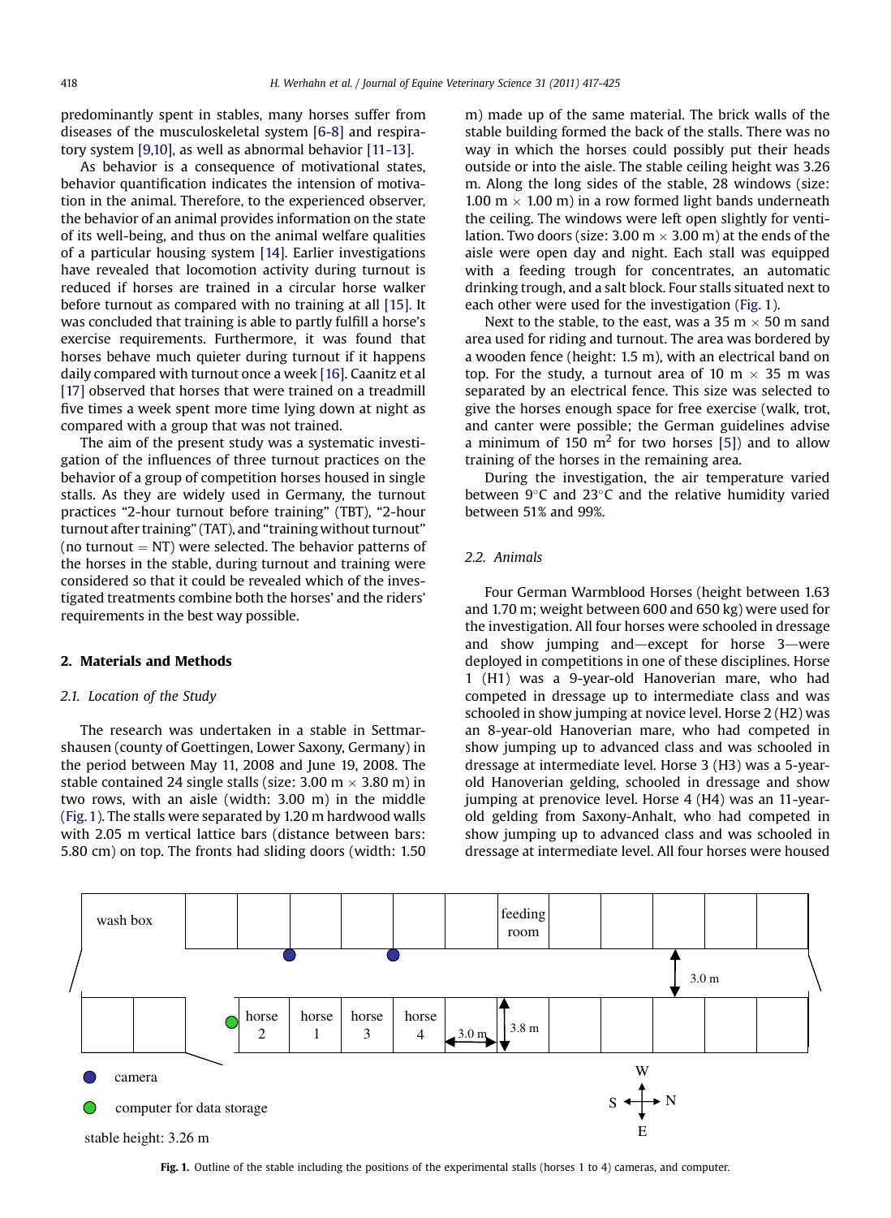predominantly spent in stables, many horses suffer from diseases of the musculoskeletal system [6-8] and respiratory system [9,10], as well as abnormal behavior [11-13].

As behavior is a consequence of motivational states, behavior quantification indicates the intension of motivation in the animal. Therefore, to the experienced observer, the behavior of an animal provides information on the state of its well-being, and thus on the animal welfare qualities of a particular housing system [14]. Earlier investigations have revealed that locomotion activity during turnout is reduced if horses are trained in a circular horse walker before turnout as compared with no training at all [15]. It was concluded that training is able to partly fulfill a horse's exercise requirements. Furthermore, it was found that horses behave much quieter during turnout if it happens daily compared with turnout once a week [16]. Caanitz et al [17] observed that horses that were trained on a treadmill five times a week spent more time lying down at night as compared with a group that was not trained.

The aim of the present study was a systematic investigation of the influences of three turnout practices on the behavior of a group of competition horses housed in single stalls. As they are widely used in Germany, the turnout practices "2-hour turnout before training" (TBT), "2-hour turnout after training" (TAT), and "training without turnout" (no turnout = NT) were selected. The behavior patterns of the horses in the stable, during turnout and training were considered so that it could be revealed which of the investigated treatments combine both the horses' and the riders' requirements in the best way possible.

## 2. Materials and Methods

### 2.1. Location of the Study

The research was undertaken in a stable in Settmarshausen (county of Goettingen, Lower Saxony, Germany) in the period between May 11, 2008 and June 19, 2008. The stable contained 24 single stalls (size: 3.00 m × 3.80 m) in two rows, with an aisle (width: 3.00 m) in the middle (Fig. 1). The stalls were separated by 1.20 m hardwood walls with 2.05 m vertical lattice bars (distance between bars: 5.80 cm) on top. The fronts had sliding doors (width: 1.50 m) made up of the same material. The brick walls of the stable building formed the back of the stalls. There was no way in which the horses could possibly put their heads outside or into the aisle. The stable ceiling height was 3.26 m. Along the long sides of the stable, 28 windows (size: 1.00 m × 1.00 m) in a row formed light bands underneath the ceiling. The windows were left open slightly for ventilation. Two doors (size: 3.00 m × 3.00 m) at the ends of the aisle were open day and night. Each stall was equipped with a feeding trough for concentrates, an automatic drinking trough, and a salt block. Four stalls situated next to each other were used for the investigation (Fig. 1).

Next to the stable, to the east, was a 35 m × 50 m sand area used for riding and turnout. The area was bordered by a wooden fence (height: 1.5 m), with an electrical band on top. For the study, a turnout area of 10 m × 35 m was separated by an electrical fence. This size was selected to give the horses enough space for free exercise (walk, trot, and canter were possible; the German guidelines advise a minimum of 150 $m^2$ for two horses [5]) and to allow training of the horses in the remaining area.

During the investigation, the air temperature varied between 9°C and 23°C and the relative humidity varied between 51% and 99%.

### 2.2. Animals

Four German Warmblood Horses (height between 1.63 and 1.70 m; weight between 600 and 650 kg) were used for the investigation. All four horses were schooled in dressage and show jumping and—except for horse 3—were deployed in competitions in one of these disciplines. Horse 1 (H1) was a 9-year-old Hanoverian mare, who had competed in dressage up to intermediate class and was schooled in show jumping at novice level. Horse 2 (H2) was an 8-year-old Hanoverian mare, who had competed in show jumping up to advanced class and was schooled in dressage at intermediate level. Horse 3 (H3) was a 5-year-old Hanoverian gelding, schooled in dressage and show jumping at prenovice level. Horse 4 (H4) was an 11-year-old gelding from Saxony-Anhalt, who had competed in show jumping up to advanced class and was schooled in dressage at intermediate level. All four horses were housed

wash box | feeding room | horse 2 | horse 1 | horse 3 | horse 4 | 3.0 m | 3.8 m | 3.0 m

camera

computer for data storage

stable height: 3.26 m

W S N E

Fig. 1. Outline of the stable including the positions of the experimental stalls (horses 1 to 4) cameras, and computer.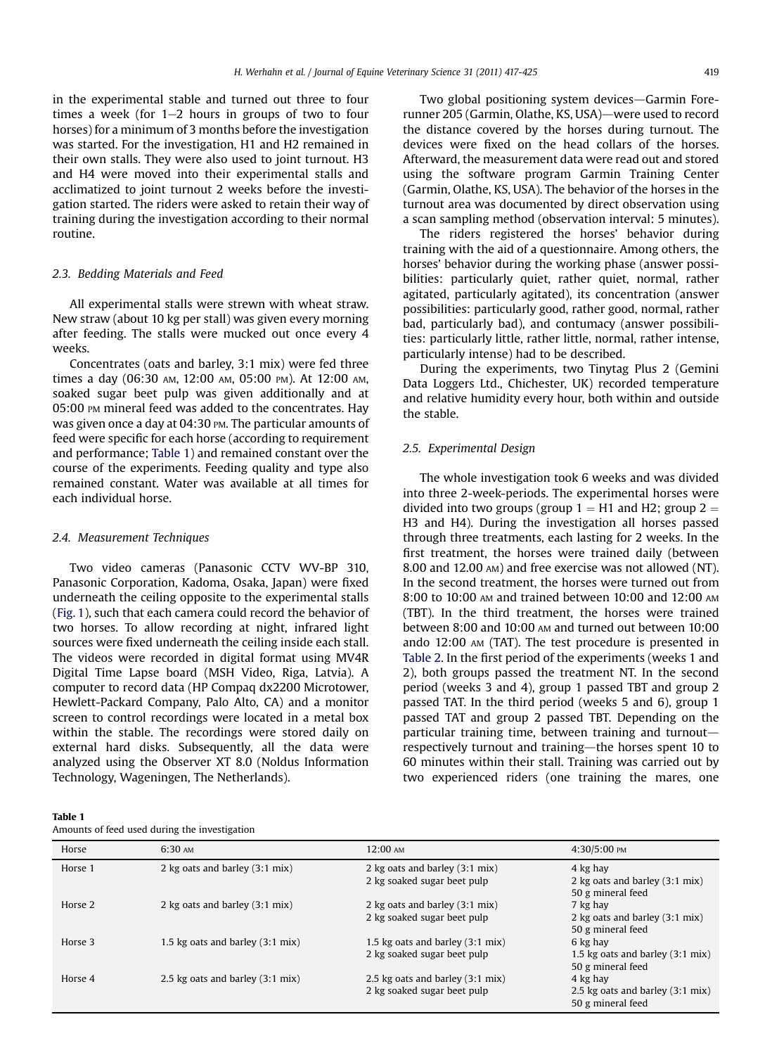in the experimental stable and turned out three to four times a week (for 1–2 hours in groups of two to four horses) for a minimum of 3 months before the investigation was started. For the investigation, H1 and H2 remained in their own stalls. They were also used to joint turnout. H3 and H4 were moved into their experimental stalls and acclimatized to joint turnout 2 weeks before the investigation started. The riders were asked to retain their way of training during the investigation according to their normal routine.

### 2.3. Bedding Materials and Feed

All experimental stalls were strewn with wheat straw. New straw (about 10 kg per stall) was given every morning after feeding. The stalls were mucked out once every 4 weeks.

Concentrates (oats and barley, 3:1 mix) were fed three times a day (06:30 AM, 12:00 AM, 05:00 PM). At 12:00 AM, soaked sugar beet pulp was given additionally and at 05:00 PM mineral feed was added to the concentrates. Hay was given once a day at 04:30 PM. The particular amounts of feed were specific for each horse (according to requirement and performance; Table 1) and remained constant over the course of the experiments. Feeding quality and type also remained constant. Water was available at all times for each individual horse.

### 2.4. Measurement Techniques

Two video cameras (Panasonic CCTV WV-BP 310, Panasonic Corporation, Kadoma, Osaka, Japan) were fixed underneath the ceiling opposite to the experimental stalls (Fig. 1), such that each camera could record the behavior of two horses. To allow recording at night, infrared light sources were fixed underneath the ceiling inside each stall. The videos were recorded in digital format using MV4R Digital Time Lapse board (MSH Video, Riga, Latvia). A computer to record data (HP Compaq dx2200 Microtower, Hewlett-Packard Company, Palo Alto, CA) and a monitor screen to control recordings were located in a metal box within the stable. The recordings were stored daily on external hard disks. Subsequently, all the data were analyzed using the Observer XT 8.0 (Noldus Information Technology, Wageningen, The Netherlands).

Two global positioning system devices—Garmin Forerunner 205 (Garmin, Olathe, KS, USA)—were used to record the distance covered by the horses during turnout. The devices were fixed on the head collars of the horses. Afterward, the measurement data were read out and stored using the software program Garmin Training Center (Garmin, Olathe, KS, USA). The behavior of the horses in the turnout area was documented by direct observation using a scan sampling method (observation interval: 5 minutes).

The riders registered the horses' behavior during training with the aid of a questionnaire. Among others, the horses' behavior during the working phase (answer possibilities: particularly quiet, rather quiet, normal, rather agitated, particularly agitated), its concentration (answer possibilities: particularly good, rather good, normal, rather bad, particularly bad), and contumacy (answer possibilities: particularly little, rather little, normal, rather intense, particularly intense) had to be described.

During the experiments, two Tinytag Plus 2 (Gemini Data Loggers Ltd., Chichester, UK) recorded temperature and relative humidity every hour, both within and outside the stable.

### 2.5. Experimental Design

The whole investigation took 6 weeks and was divided into three 2-week-periods. The experimental horses were divided into two groups (group 1 = H1 and H2; group 2 = H3 and H4). During the investigation all horses passed through three treatments, each lasting for 2 weeks. In the first treatment, the horses were trained daily (between 8.00 and 12.00 AM) and free exercise was not allowed (NT). In the second treatment, the horses were turned out from 8:00 to 10:00 AM and trained between 10:00 and 12:00 AM (TBT). In the third treatment, the horses were trained between 8:00 and 10:00 AM and turned out between 10:00 ando 12:00 AM (TAT). The test procedure is presented in Table 2. In the first period of the experiments (weeks 1 and 2), both groups passed the treatment NT. In the second period (weeks 3 and 4), group 1 passed TBT and group 2 passed TAT. In the third period (weeks 5 and 6), group 1 passed TAT and group 2 passed TBT. Depending on the particular training time, between training and turnout—respectively turnout and training—the horses spent 10 to 60 minutes within their stall. Training was carried out by two experienced riders (one training the mares, one

**Table 1**
Amounts of feed used during the investigation

| Horse | 6:30 AM | 12:00 AM | 4:30/5:00 PM |
|---|---|---|---|
| Horse 1 | 2 kg oats and barley (3:1 mix) | 2 kg oats and barley (3:1 mix)<br>2 kg soaked sugar beet pulp | 4 kg hay<br>2 kg oats and barley (3:1 mix)<br>50 g mineral feed |
| Horse 2 | 2 kg oats and barley (3:1 mix) | 2 kg oats and barley (3:1 mix)<br>2 kg soaked sugar beet pulp | 7 kg hay<br>2 kg oats and barley (3:1 mix)<br>50 g mineral feed |
| Horse 3 | 1.5 kg oats and barley (3:1 mix) | 1.5 kg oats and barley (3:1 mix)<br>2 kg soaked sugar beet pulp | 6 kg hay<br>1.5 kg oats and barley (3:1 mix)<br>50 g mineral feed |
| Horse 4 | 2.5 kg oats and barley (3:1 mix) | 2.5 kg oats and barley (3:1 mix)<br>2 kg soaked sugar beet pulp | 4 kg hay<br>2.5 kg oats and barley (3:1 mix)<br>50 g mineral feed |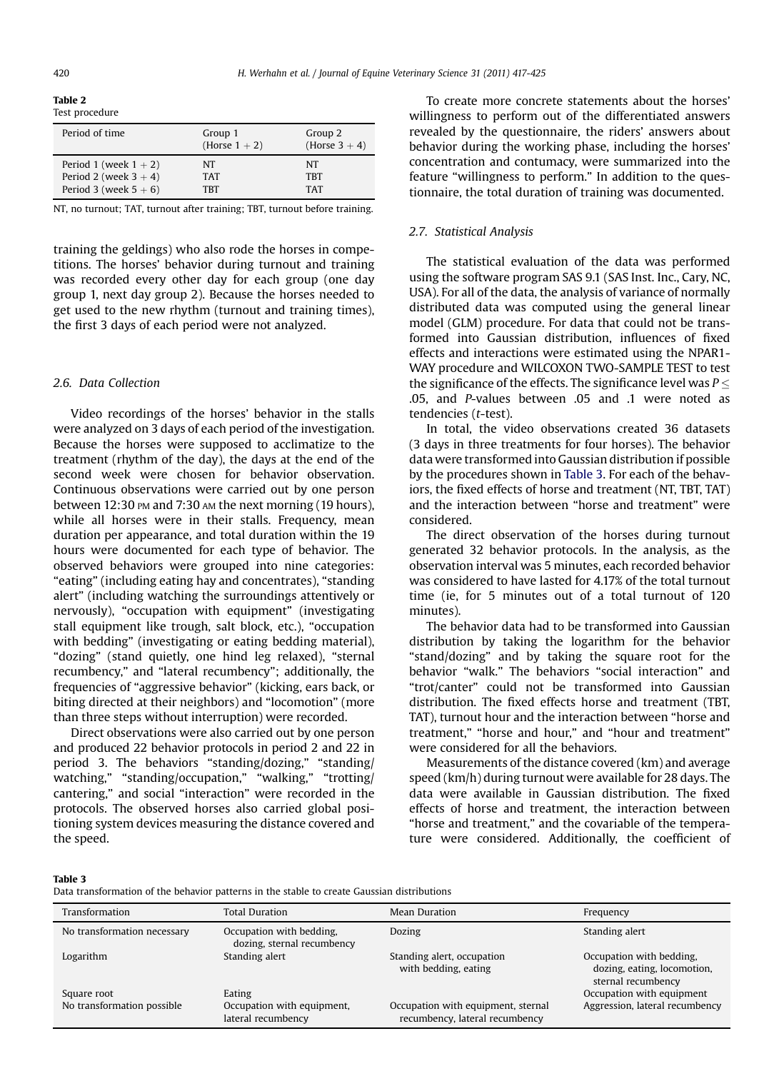**Table 2**
Test procedure

| Period of time | Group 1 (Horse 1 + 2) | Group 2 (Horse 3 + 4) |
|---|---|---|
| Period 1 (week 1 + 2) | NT | NT |
| Period 2 (week 3 + 4) | TAT | TBT |
| Period 3 (week 5 + 6) | TBT | TAT |

NT, no turnout; TAT, turnout after training; TBT, turnout before training.

training the geldings) who also rode the horses in competitions. The horses' behavior during turnout and training was recorded every other day for each group (one day group 1, next day group 2). Because the horses needed to get used to the new rhythm (turnout and training times), the first 3 days of each period were not analyzed.

### 2.6. Data Collection

Video recordings of the horses' behavior in the stalls were analyzed on 3 days of each period of the investigation. Because the horses were supposed to acclimatize to the treatment (rhythm of the day), the days at the end of the second week were chosen for behavior observation. Continuous observations were carried out by one person between 12:30 PM and 7:30 AM the next morning (19 hours), while all horses were in their stalls. Frequency, mean duration per appearance, and total duration within the 19 hours were documented for each type of behavior. The observed behaviors were grouped into nine categories: "eating" (including eating hay and concentrates), "standing alert" (including watching the surroundings attentively or nervously), "occupation with equipment" (investigating stall equipment like trough, salt block, etc.), "occupation with bedding" (investigating or eating bedding material), "dozing" (stand quietly, one hind leg relaxed), "sternal recumbency," and "lateral recumbency"; additionally, the frequencies of "aggressive behavior" (kicking, ears back, or biting directed at their neighbors) and "locomotion" (more than three steps without interruption) were recorded.

Direct observations were also carried out by one person and produced 22 behavior protocols in period 2 and 22 in period 3. The behaviors "standing/dozing," "standing/watching," "standing/occupation," "walking," "trotting/cantering," and social "interaction" were recorded in the protocols. The observed horses also carried global positioning system devices measuring the distance covered and the speed.

To create more concrete statements about the horses' willingness to perform out of the differentiated answers revealed by the questionnaire, the riders' answers about behavior during the working phase, including the horses' concentration and contumacy, were summarized into the feature "willingness to perform." In addition to the questionnaire, the total duration of training was documented.

### 2.7. Statistical Analysis

The statistical evaluation of the data was performed using the software program SAS 9.1 (SAS Inst. Inc., Cary, NC, USA). For all of the data, the analysis of variance of normally distributed data was computed using the general linear model (GLM) procedure. For data that could not be transformed into Gaussian distribution, influences of fixed effects and interactions were estimated using the NPAR1-WAY procedure and WILCOXON TWO-SAMPLE TEST to test the significance of the effects. The significance level was $P \leq .05$, and $P$-values between .05 and .1 were noted as tendencies ($t$-test).

In total, the video observations created 36 datasets (3 days in three treatments for four horses). The behavior data were transformed into Gaussian distribution if possible by the procedures shown in Table 3. For each of the behaviors, the fixed effects of horse and treatment (NT, TBT, TAT) and the interaction between "horse and treatment" were considered.

The direct observation of the horses during turnout generated 32 behavior protocols. In the analysis, as the observation interval was 5 minutes, each recorded behavior was considered to have lasted for 4.17% of the total turnout time (ie, for 5 minutes out of a total turnout of 120 minutes).

The behavior data had to be transformed into Gaussian distribution by taking the logarithm for the behavior "stand/dozing" and by taking the square root for the behavior "walk." The behaviors "social interaction" and "trot/canter" could not be transformed into Gaussian distribution. The fixed effects horse and treatment (TBT, TAT), turnout hour and the interaction between "horse and treatment," "horse and hour," and "hour and treatment" were considered for all the behaviors.

Measurements of the distance covered (km) and average speed (km/h) during turnout were available for 28 days. The data were available in Gaussian distribution. The fixed effects of horse and treatment, the interaction between "horse and treatment," and the covariable of the temperature were considered. Additionally, the coefficient of

**Table 3**
Data transformation of the behavior patterns in the stable to create Gaussian distributions

| Transformation | Total Duration | Mean Duration | Frequency |
|---|---|---|---|
| No transformation necessary | Occupation with bedding, dozing, sternal recumbency | Dozing | Standing alert |
| Logarithm | Standing alert | Standing alert, occupation with bedding, eating | Occupation with bedding, dozing, eating, locomotion, sternal recumbency |
| Square root | Eating | | Occupation with equipment |
| No transformation possible | Occupation with equipment, lateral recumbency | Occupation with equipment, sternal recumbency, lateral recumbency | Aggression, lateral recumbency |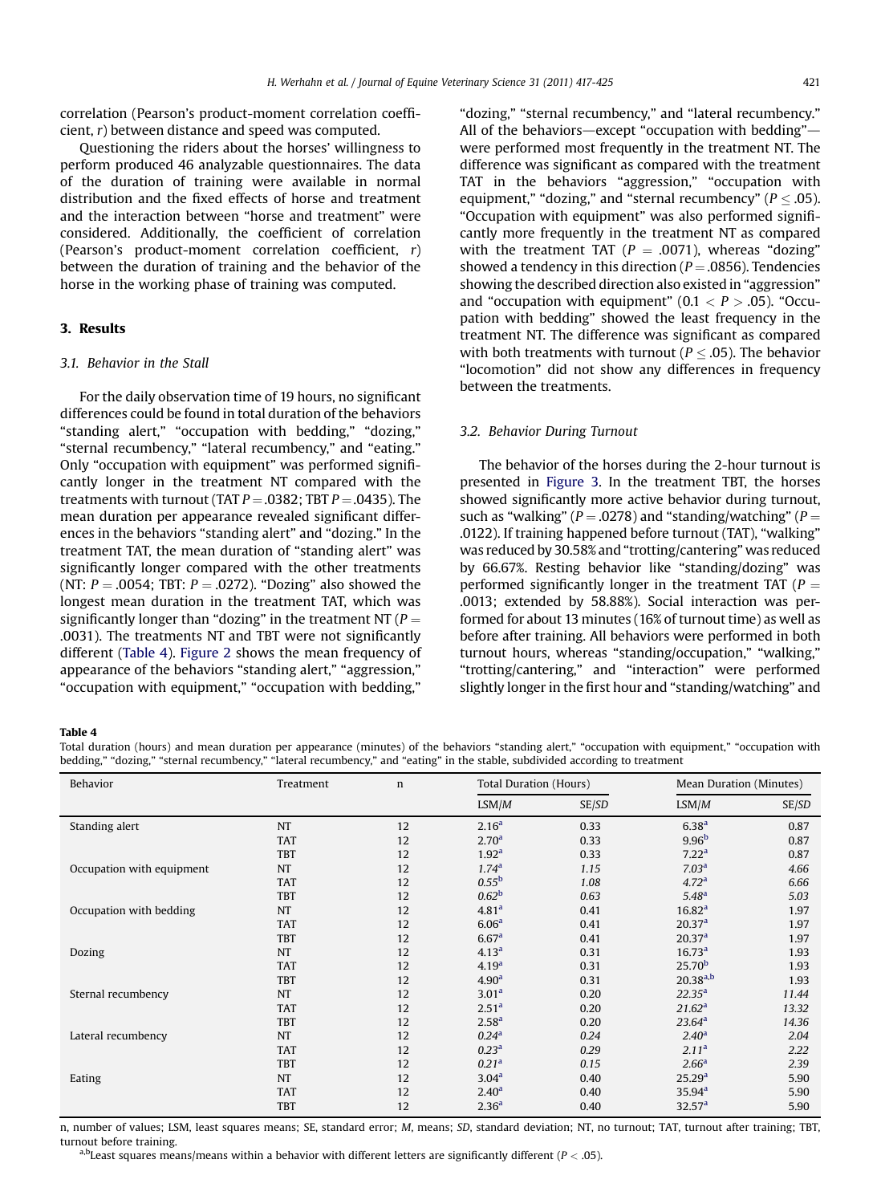correlation (Pearson's product-moment correlation coefficient, *r*) between distance and speed was computed.

Questioning the riders about the horses' willingness to perform produced 46 analyzable questionnaires. The data of the duration of training were available in normal distribution and the fixed effects of horse and treatment and the interaction between "horse and treatment" were considered. Additionally, the coefficient of correlation (Pearson's product-moment correlation coefficient, *r*) between the duration of training and the behavior of the horse in the working phase of training was computed.

## 3. Results

### 3.1. Behavior in the Stall

For the daily observation time of 19 hours, no significant differences could be found in total duration of the behaviors "standing alert," "occupation with bedding," "dozing," "sternal recumbency," "lateral recumbency," and "eating." Only "occupation with equipment" was performed significantly longer in the treatment NT compared with the treatments with turnout (TAT $P = .0382$; TBT $P = .0435$). The mean duration per appearance revealed significant differences in the behaviors "standing alert" and "dozing." In the treatment TAT, the mean duration of "standing alert" was significantly longer compared with the other treatments (NT: $P = .0054$; TBT: $P = .0272$). "Dozing" also showed the longest mean duration in the treatment TAT, which was significantly longer than "dozing" in the treatment NT ($P = .0031$). The treatments NT and TBT were not significantly different (Table 4). Figure 2 shows the mean frequency of appearance of the behaviors "standing alert," "aggression," "occupation with equipment," "occupation with bedding," "dozing," "sternal recumbency," and "lateral recumbency." All of the behaviors—except "occupation with bedding"—were performed most frequently in the treatment NT. The difference was significant as compared with the treatment TAT in the behaviors "aggression," "occupation with equipment," "dozing," and "sternal recumbency" ($P \leq .05$). "Occupation with equipment" was also performed significantly more frequently in the treatment NT as compared with the treatment TAT ($P = .0071$), whereas "dozing" showed a tendency in this direction ($P = .0856$). Tendencies showing the described direction also existed in "aggression" and "occupation with equipment" ($0.1 < P > .05$). "Occupation with bedding" showed the least frequency in the treatment NT. The difference was significant as compared with both treatments with turnout ($P \leq .05$). The behavior "locomotion" did not show any differences in frequency between the treatments.

### 3.2. Behavior During Turnout

The behavior of the horses during the 2-hour turnout is presented in Figure 3. In the treatment TBT, the horses showed significantly more active behavior during turnout, such as "walking" ($P = .0278$) and "standing/watching" ($P = .0122$). If training happened before turnout (TAT), "walking" was reduced by 30.58% and "trotting/cantering" was reduced by 66.67%. Resting behavior like "standing/dozing" was performed significantly longer in the treatment TAT ($P = .0013$; extended by 58.88%). Social interaction was performed for about 13 minutes (16% of turnout time) as well as before after training. All behaviors were performed in both turnout hours, whereas "standing/occupation," "walking," "trotting/cantering," and "interaction" were performed slightly longer in the first hour and "standing/watching" and

**Table 4**
Total duration (hours) and mean duration per appearance (minutes) of the behaviors "standing alert," "occupation with equipment," "occupation with bedding," "dozing," "sternal recumbency," "lateral recumbency," and "eating" in the stable, subdivided according to treatment

| Behavior | Treatment | n | Total Duration (Hours) | | Mean Duration (Minutes) | |
|---|---|---|---|---|---|---|
| | | | LSM/*M* | SE/*SD* | LSM/*M* | SE/*SD* |
| Standing alert | NT | 12 | 2.16[a] | 0.33 | 6.38[a] | 0.87 |
| | TAT | 12 | 2.70[a] | 0.33 | 9.96[b] | 0.87 |
| | TBT | 12 | 1.92[a] | 0.33 | 7.22[a] | 0.87 |
| Occupation with equipment | NT | 12 | *1.74*[a] | *1.15* | *7.03*[a] | *4.66* |
| | TAT | 12 | *0.55*[b] | *1.08* | *4.72*[a] | *6.66* |
| | TBT | 12 | *0.62*[b] | *0.63* | *5.48*[a] | *5.03* |
| Occupation with bedding | NT | 12 | 4.81[a] | 0.41 | 16.82[a] | 1.97 |
| | TAT | 12 | 6.06[a] | 0.41 | 20.37[a] | 1.97 |
| | TBT | 12 | 6.67[a] | 0.41 | 20.37[a] | 1.97 |
| Dozing | NT | 12 | 4.13[a] | 0.31 | 16.73[a] | 1.93 |
| | TAT | 12 | 4.19[a] | 0.31 | 25.70[b] | 1.93 |
| | TBT | 12 | 4.90[a] | 0.31 | 20.38[a,b] | 1.93 |
| Sternal recumbency | NT | 12 | 3.01[a] | 0.20 | *22.35*[a] | *11.44* |
| | TAT | 12 | 2.51[a] | 0.20 | *21.62*[a] | *13.32* |
| | TBT | 12 | 2.58[a] | 0.20 | *23.64*[a] | *14.36* |
| Lateral recumbency | NT | 12 | *0.24*[a] | *0.24* | *2.40*[a] | *2.04* |
| | TAT | 12 | *0.23*[a] | *0.29* | *2.11*[a] | *2.22* |
| | TBT | 12 | *0.21*[a] | *0.15* | *2.66*[a] | *2.39* |
| Eating | NT | 12 | 3.04[a] | 0.40 | 25.29[a] | 5.90 |
| | TAT | 12 | 2.40[a] | 0.40 | 35.94[a] | 5.90 |
| | TBT | 12 | 2.36[a] | 0.40 | 32.57[a] | 5.90 |

n, number of values; LSM, least squares means; SE, standard error; *M*, means; *SD*, standard deviation; NT, no turnout; TAT, turnout after training; TBT, turnout before training.

[a,b]Least squares means/means within a behavior with different letters are significantly different ($P < .05$).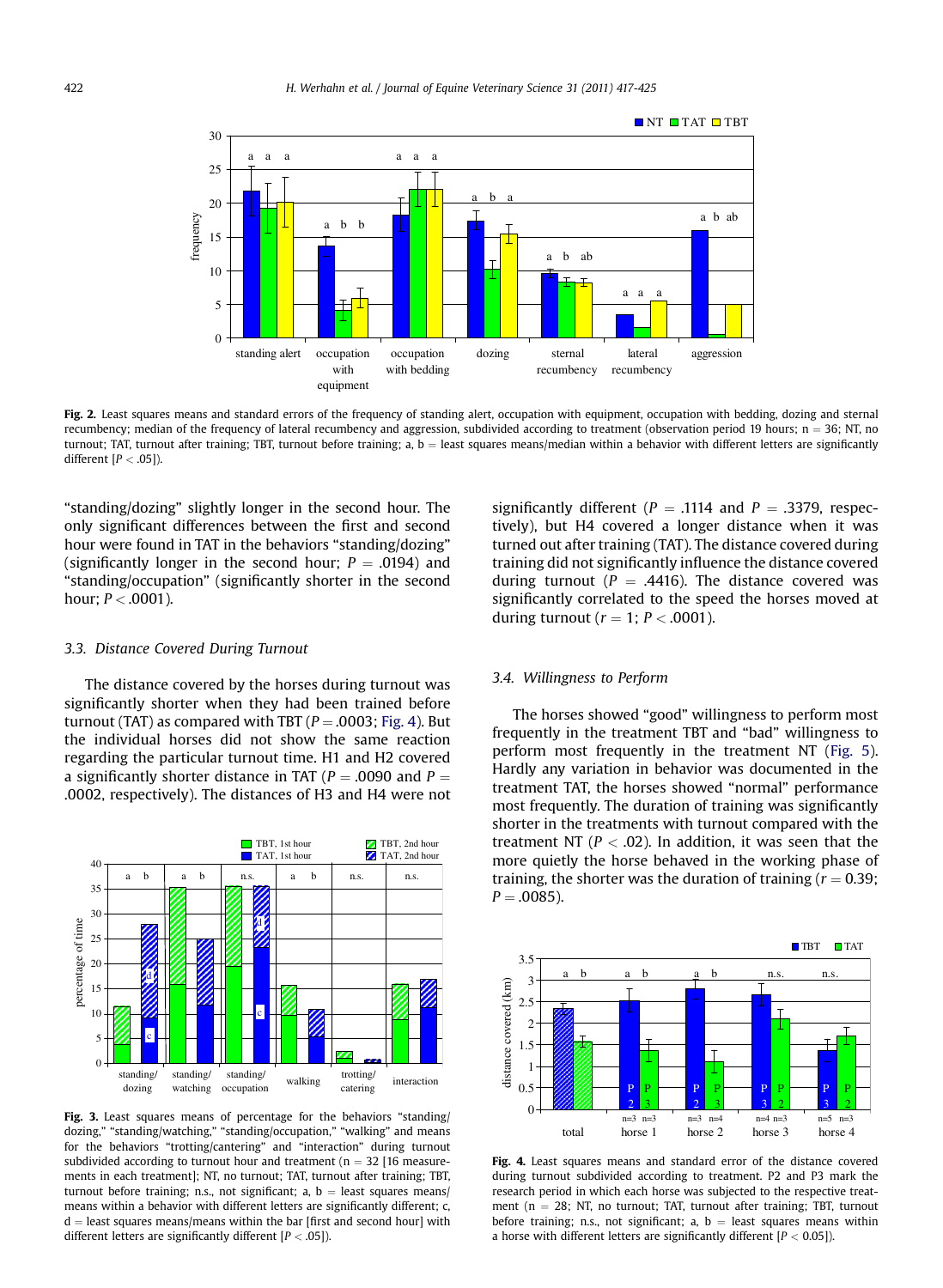**Fig. 2.** Least squares means and standard errors of the frequency of standing alert, occupation with equipment, occupation with bedding, dozing and sternal recumbency; median of the frequency of lateral recumbency and aggression, subdivided according to treatment (observation period 19 hours; n = 36; NT, no turnout; TAT, turnout after training; TBT, turnout before training; a, b = least squares means/median within a behavior with different letters are significantly different [$P < .05$]).

"standing/dozing" slightly longer in the second hour. The only significant differences between the first and second hour were found in TAT in the behaviors "standing/dozing" (significantly longer in the second hour; $P = .0194$) and "standing/occupation" (significantly shorter in the second hour; $P < .0001$).

### 3.3. Distance Covered During Turnout

The distance covered by the horses during turnout was significantly shorter when they had been trained before turnout (TAT) as compared with TBT ($P = .0003$; Fig. 4). But the individual horses did not show the same reaction regarding the particular turnout time. H1 and H2 covered a significantly shorter distance in TAT ($P = .0090$ and $P = .0002$, respectively). The distances of H3 and H4 were not significantly different ($P = .1114$ and $P = .3379$, respectively), but H4 covered a longer distance when it was turned out after training (TAT). The distance covered during training did not significantly influence the distance covered during turnout ($P = .4416$). The distance covered was significantly correlated to the speed the horses moved at during turnout ($r = 1$; $P < .0001$).

**Fig. 3.** Least squares means of percentage for the behaviors "standing/dozing," "standing/watching," "standing/occupation," "walking" and means for the behaviors "trotting/cantering" and "interaction" during turnout subdivided according to turnout hour and treatment (n = 32 [16 measurements in each treatment]; NT, no turnout; TAT, turnout after training; TBT, turnout before training; n.s., not significant; a, b = least squares means/means within a behavior with different letters are significantly different; c, d = least squares means/means within the bar [first and second hour] with different letters are significantly different [$P < .05$]).

### 3.4. Willingness to Perform

The horses showed "good" willingness to perform most frequently in the treatment TBT and "bad" willingness to perform most frequently in the treatment NT (Fig. 5). Hardly any variation in behavior was documented in the treatment TAT, the horses showed "normal" performance most frequently. The duration of training was significantly shorter in the treatments with turnout compared with the treatment NT ($P < .02$). In addition, it was seen that the more quietly the horse behaved in the working phase of training, the shorter was the duration of training ($r = 0.39$; $P = .0085$).

**Fig. 4.** Least squares means and standard error of the distance covered during turnout subdivided according to treatment. P2 and P3 mark the research period in which each horse was subjected to the respective treatment (n = 28; NT, no turnout; TAT, turnout after training; TBT, turnout before training; n.s., not significant; a, b = least squares means within a horse with different letters are significantly different [$P < 0.05$]).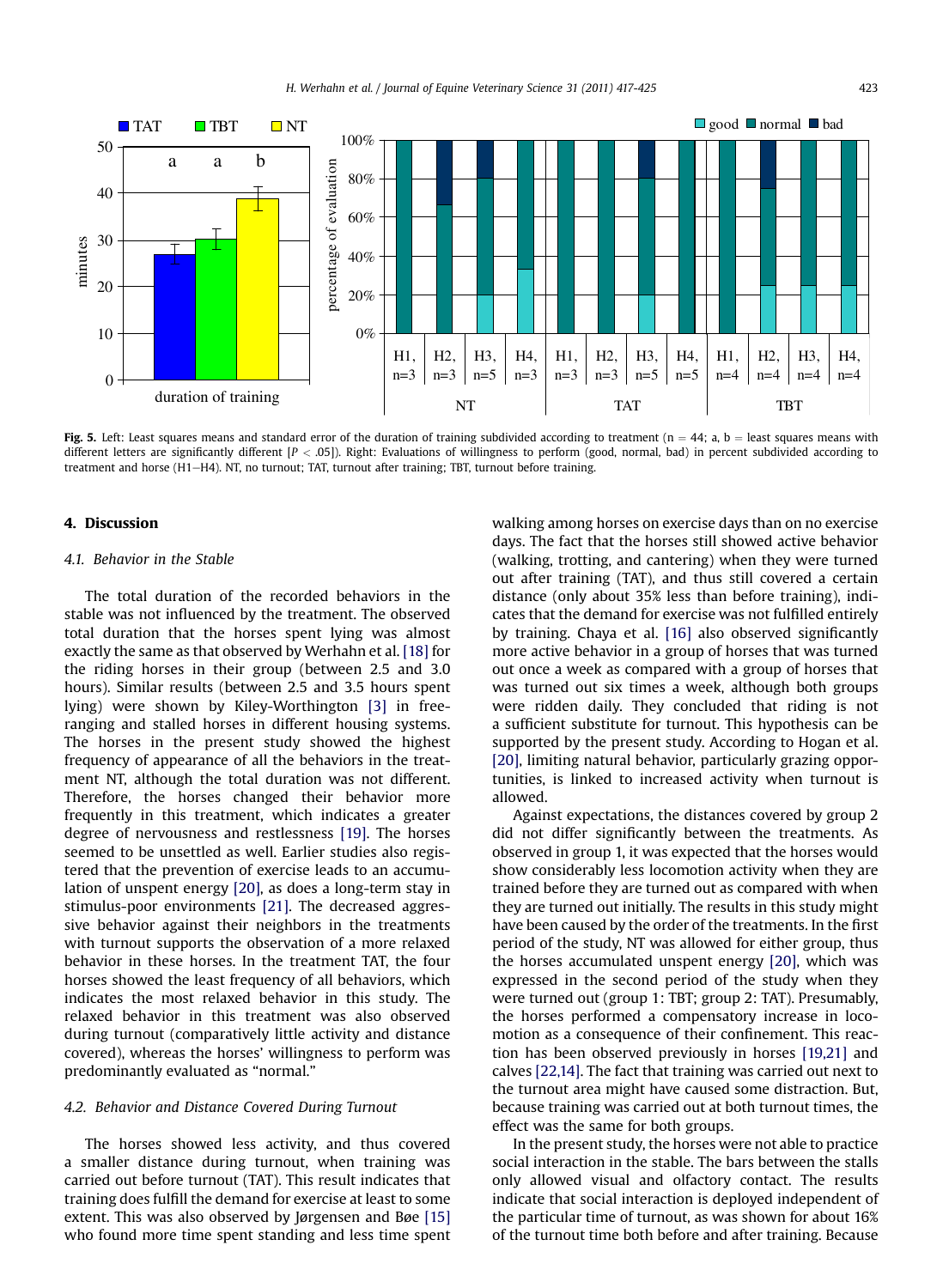Fig. 5. Left: Least squares means and standard error of the duration of training subdivided according to treatment (n = 44; a, b = least squares means with different letters are significantly different [$P < .05$]). Right: Evaluations of willingness to perform (good, normal, bad) in percent subdivided according to treatment and horse (H1–H4). NT, no turnout; TAT, turnout after training; TBT, turnout before training.

## 4. Discussion

### 4.1. Behavior in the Stable

The total duration of the recorded behaviors in the stable was not influenced by the treatment. The observed total duration that the horses spent lying was almost exactly the same as that observed by Werhahn et al. [18] for the riding horses in their group (between 2.5 and 3.0 hours). Similar results (between 2.5 and 3.5 hours spent lying) were shown by Kiley-Worthington [3] in free-ranging and stalled horses in different housing systems. The horses in the present study showed the highest frequency of appearance of all the behaviors in the treatment NT, although the total duration was not different. Therefore, the horses changed their behavior more frequently in this treatment, which indicates a greater degree of nervousness and restlessness [19]. The horses seemed to be unsettled as well. Earlier studies also registered that the prevention of exercise leads to an accumulation of unspent energy [20], as does a long-term stay in stimulus-poor environments [21]. The decreased aggressive behavior against their neighbors in the treatments with turnout supports the observation of a more relaxed behavior in these horses. In the treatment TAT, the four horses showed the least frequency of all behaviors, which indicates the most relaxed behavior in this study. The relaxed behavior in this treatment was also observed during turnout (comparatively little activity and distance covered), whereas the horses' willingness to perform was predominantly evaluated as "normal."

### 4.2. Behavior and Distance Covered During Turnout

The horses showed less activity, and thus covered a smaller distance during turnout, when training was carried out before turnout (TAT). This result indicates that training does fulfill the demand for exercise at least to some extent. This was also observed by Jørgensen and Bøe [15] who found more time spent standing and less time spent walking among horses on exercise days than on no exercise days. The fact that the horses still showed active behavior (walking, trotting, and cantering) when they were turned out after training (TAT), and thus still covered a certain distance (only about 35% less than before training), indicates that the demand for exercise was not fulfilled entirely by training. Chaya et al. [16] also observed significantly more active behavior in a group of horses that was turned out once a week as compared with a group of horses that was turned out six times a week, although both groups were ridden daily. They concluded that riding is not a sufficient substitute for turnout. This hypothesis can be supported by the present study. According to Hogan et al. [20], limiting natural behavior, particularly grazing opportunities, is linked to increased activity when turnout is allowed.

Against expectations, the distances covered by group 2 did not differ significantly between the treatments. As observed in group 1, it was expected that the horses would show considerably less locomotion activity when they are trained before they are turned out as compared with when they are turned out initially. The results in this study might have been caused by the order of the treatments. In the first period of the study, NT was allowed for either group, thus the horses accumulated unspent energy [20], which was expressed in the second period of the study when they were turned out (group 1: TBT; group 2: TAT). Presumably, the horses performed a compensatory increase in locomotion as a consequence of their confinement. This reaction has been observed previously in horses [19,21] and calves [22,14]. The fact that training was carried out next to the turnout area might have caused some distraction. But, because training was carried out at both turnout times, the effect was the same for both groups.

In the present study, the horses were not able to practice social interaction in the stable. The bars between the stalls only allowed visual and olfactory contact. The results indicate that social interaction is deployed independent of the particular time of turnout, as was shown for about 16% of the turnout time both before and after training. Because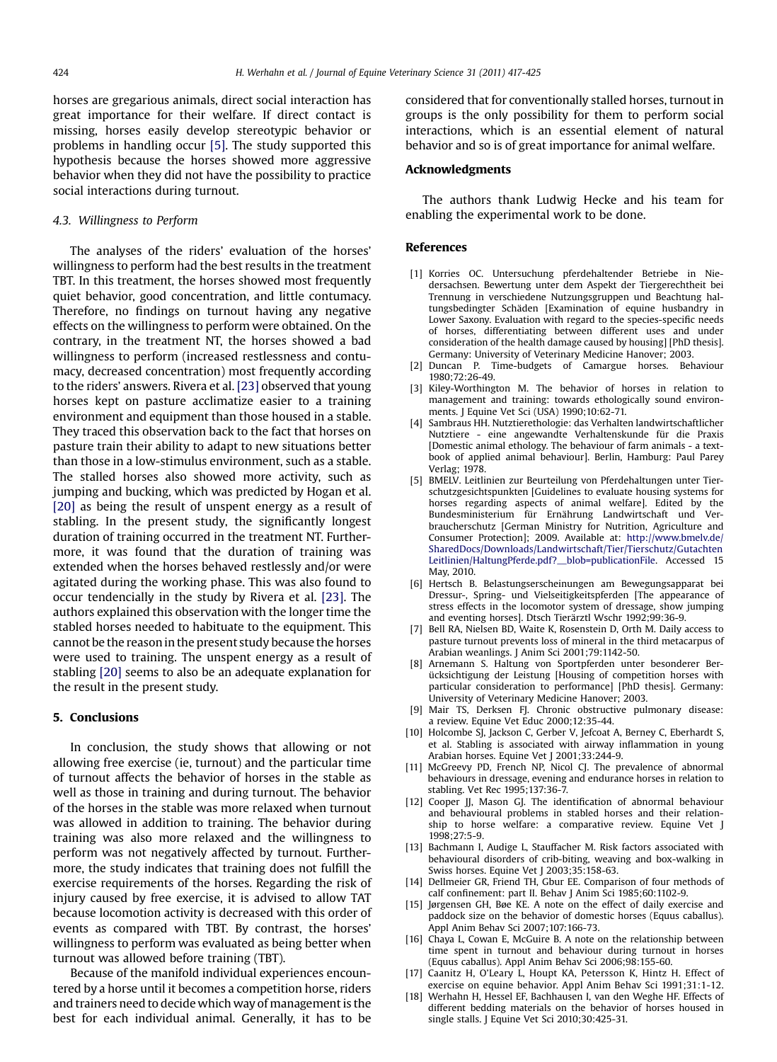horses are gregarious animals, direct social interaction has great importance for their welfare. If direct contact is missing, horses easily develop stereotypic behavior or problems in handling occur [5]. The study supported this hypothesis because the horses showed more aggressive behavior when they did not have the possibility to practice social interactions during turnout.

### 4.3. Willingness to Perform

The analyses of the riders' evaluation of the horses' willingness to perform had the best results in the treatment TBT. In this treatment, the horses showed most frequently quiet behavior, good concentration, and little contumacy. Therefore, no findings on turnout having any negative effects on the willingness to perform were obtained. On the contrary, in the treatment NT, the horses showed a bad willingness to perform (increased restlessness and contumacy, decreased concentration) most frequently according to the riders' answers. Rivera et al. [23] observed that young horses kept on pasture acclimatize easier to a training environment and equipment than those housed in a stable. They traced this observation back to the fact that horses on pasture train their ability to adapt to new situations better than those in a low-stimulus environment, such as a stable. The stalled horses also showed more activity, such as jumping and bucking, which was predicted by Hogan et al. [20] as being the result of unspent energy as a result of stabling. In the present study, the significantly longest duration of training occurred in the treatment NT. Furthermore, it was found that the duration of training was extended when the horses behaved restlessly and/or were agitated during the working phase. This was also found to occur tendencially in the study by Rivera et al. [23]. The authors explained this observation with the longer time the stabled horses needed to habituate to the equipment. This cannot be the reason in the present study because the horses were used to training. The unspent energy as a result of stabling [20] seems to also be an adequate explanation for the result in the present study.

## 5. Conclusions

In conclusion, the study shows that allowing or not allowing free exercise (ie, turnout) and the particular time of turnout affects the behavior of horses in the stable as well as those in training and during turnout. The behavior of the horses in the stable was more relaxed when turnout was allowed in addition to training. The behavior during training was also more relaxed and the willingness to perform was not negatively affected by turnout. Furthermore, the study indicates that training does not fulfill the exercise requirements of the horses. Regarding the risk of injury caused by free exercise, it is advised to allow TAT because locomotion activity is decreased with this order of events as compared with TBT. By contrast, the horses' willingness to perform was evaluated as being better when turnout was allowed before training (TBT).

Because of the manifold individual experiences encountered by a horse until it becomes a competition horse, riders and trainers need to decide which way of management is the best for each individual animal. Generally, it has to be considered that for conventionally stalled horses, turnout in groups is the only possibility for them to perform social interactions, which is an essential element of natural behavior and so is of great importance for animal welfare.

## Acknowledgments

The authors thank Ludwig Hecke and his team for enabling the experimental work to be done.

## References

[1] Korries OC. Untersuchung pferdehaltender Betriebe in Niedersachsen. Bewertung unter dem Aspekt der Tiergerechtheit bei Trennung in verschiedene Nutzungsgruppen und Beachtung haltungsbedingter Schäden [Examination of equine husbandry in Lower Saxony. Evaluation with regard to the species-specific needs of horses, differentiating between different uses and under consideration of the health damage caused by housing] [PhD thesis]. Germany: University of Veterinary Medicine Hanover; 2003.

[2] Duncan P. Time-budgets of Camargue horses. Behaviour 1980;72:26-49.

[3] Kiley-Worthington M. The behavior of horses in relation to management and training: towards ethologically sound environments. J Equine Vet Sci (USA) 1990;10:62-71.

[4] Sambraus HH. Nutztierethologie: das Verhalten landwirtschaftlicher Nutztiere - eine angewandte Verhaltenskunde für die Praxis [Domestic animal ethology. The behaviour of farm animals - a textbook of applied animal behaviour]. Berlin, Hamburg: Paul Parey Verlag; 1978.

[5] BMELV. Leitlinien zur Beurteilung von Pferdehaltungen unter Tierschutzgesichtspunkten [Guidelines to evaluate housing systems for horses regarding aspects of animal welfare]. Edited by the Bundesministerium für Ernährung Landwirtschaft und Verbraucherschutz [German Ministry for Nutrition, Agriculture and Consumer Protection]; 2009. Available at: http://www.bmelv.de/SharedDocs/Downloads/Landwirtschaft/Tier/Tierschutz/Gutachten Leitlinien/HaltungPferde.pdf?__blob=publicationFile. Accessed 15 May, 2010.

[6] Hertsch B. Belastungserscheinungen am Bewegungsapparat bei Dressur-, Spring- und Vielseitigkeitspferden [The appearance of stress effects in the locomotor system of dressage, show jumping and eventing horses]. Dtsch Tierärztl Wschr 1992;99:36-9.

[7] Bell RA, Nielsen BD, Waite K, Rosenstein D, Orth M. Daily access to pasture turnout prevents loss of mineral in the third metacarpus of Arabian weanlings. J Anim Sci 2001;79:1142-50.

[8] Arnemann S. Haltung von Sportpferden unter besonderer Berücksichtigung der Leistung [Housing of competition horses with particular consideration to performance] [PhD thesis]. Germany: University of Veterinary Medicine Hanover; 2003.

[9] Mair TS, Derksen FJ. Chronic obstructive pulmonary disease: a review. Equine Vet Educ 2000;12:35-44.

[10] Holcombe SJ, Jackson C, Gerber V, Jefcoat A, Berney C, Eberhardt S, et al. Stabling is associated with airway inflammation in young Arabian horses. Equine Vet J 2001;33:244-9.

[11] McGreevy PD, French NP, Nicol CJ. The prevalence of abnormal behaviours in dressage, eventing and endurance horses in relation to stabling. Vet Rec 1995;137:36-7.

[12] Cooper JJ, Mason GJ. The identification of abnormal behaviour and behavioural problems in stabled horses and their relationship to horse welfare: a comparative review. Equine Vet J 1998;27:5-9.

[13] Bachmann I, Audige L, Stauffacher M. Risk factors associated with behavioural disorders of crib-biting, weaving and box-walking in Swiss horses. Equine Vet J 2003;35:158-63.

[14] Dellmeier GR, Friend TH, Gbur EE. Comparison of four methods of calf confinement: part II. Behav J Anim Sci 1985;60:1102-9.

[15] Jørgensen GH, Bøe KE. A note on the effect of daily exercise and paddock size on the behavior of domestic horses (Equus caballus). Appl Anim Behav Sci 2007;107:166-73.

[16] Chaya L, Cowan E, McGuire B. A note on the relationship between time spent in turnout and behaviour during turnout in horses (Equus caballus). Appl Anim Behav Sci 2006;98:155-60.

[17] Caanitz H, O'Leary L, Houpt KA, Petersson K, Hintz H. Effect of exercise on equine behavior. Appl Anim Behav Sci 1991;31:1-12.

[18] Werhahn H, Hessel EF, Bachhausen I, van den Weghe HF. Effects of different bedding materials on the behavior of horses housed in single stalls. J Equine Vet Sci 2010;30:425-31.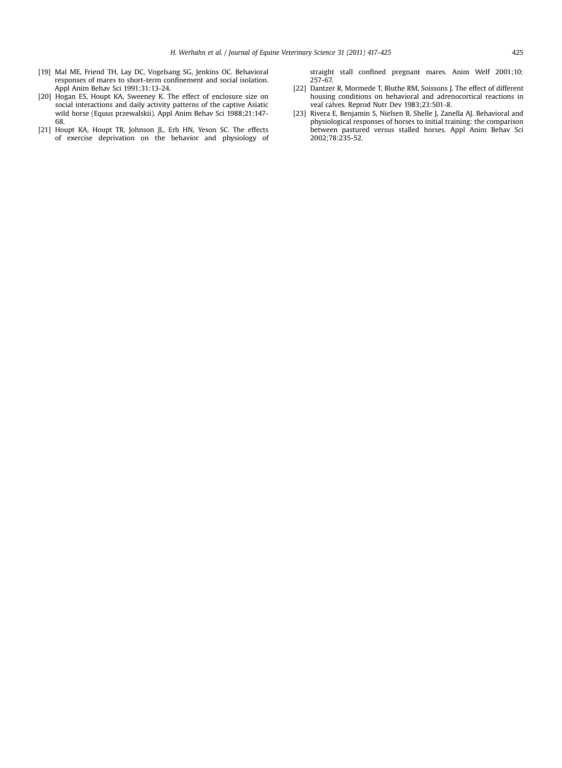[19] Mal ME, Friend TH, Lay DC, Vogelsang SG, Jenkins OC. Behavioral responses of mares to short-term confinement and social isolation. Appl Anim Behav Sci 1991;31:13-24.

[20] Hogan ES, Houpt KA, Sweeney K. The effect of enclosure size on social interactions and daily activity patterns of the captive Asiatic wild horse (Equus przewalskii). Appl Anim Behav Sci 1988;21:147-68.

[21] Houpt KA, Houpt TR, Johnson JL, Erb HN, Yeson SC. The effects of exercise deprivation on the behavior and physiology of straight stall confined pregnant mares. Anim Welf 2001;10: 257-67.

[22] Dantzer R, Mormede T, Bluthe RM, Soissons J. The effect of different housing conditions on behavioral and adrenocortical reactions in veal calves. Reprod Nutr Dev 1983;23:501-8.

[23] Rivera E, Benjamin S, Nielsen B, Shelle J, Zanella AJ. Behavioral and physiological responses of horses to initial training: the comparison between pastured versus stalled horses. Appl Anim Behav Sci 2002;78:235-52.